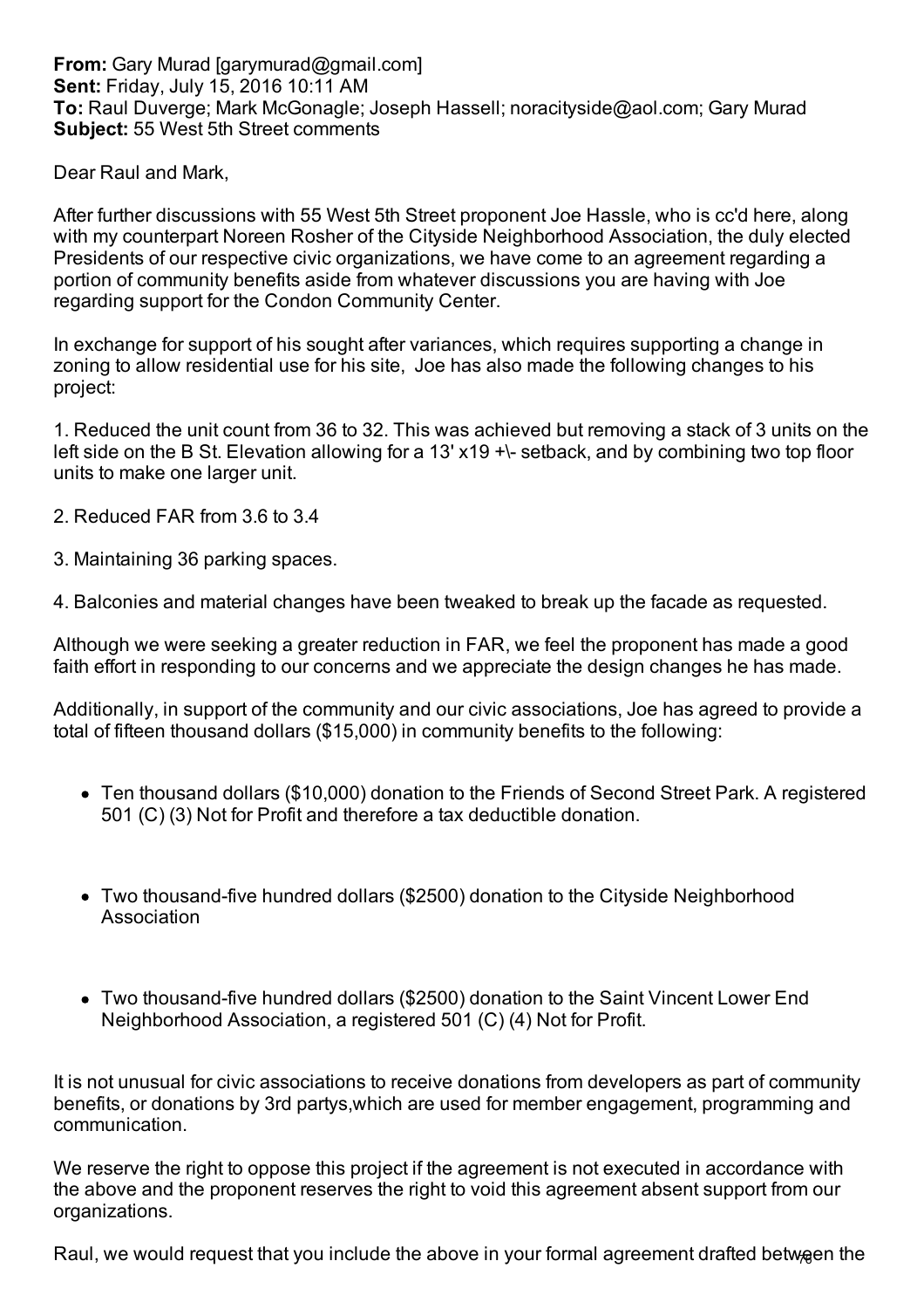**From:** Gary Murad [garymurad@gmail.com]
**Sent:** Friday, July 15, 2016 10:11 AM
**To:** Raul Duverge; Mark McGonagle; Joseph Hassell; noracityside@aol.com; Gary Murad
**Subject:** 55 West 5th Street comments

Dear Raul and Mark,

After further discussions with 55 West 5th Street proponent Joe Hassle, who is cc'd here, along with my counterpart Noreen Rosher of the Cityside Neighborhood Association, the duly elected Presidents of our respective civic organizations, we have come to an agreement regarding a portion of community benefits aside from whatever discussions you are having with Joe regarding support for the Condon Community Center.

In exchange for support of his sought after variances, which requires supporting a change in zoning to allow residential use for his site, Joe has also made the following changes to his project:

1. Reduced the unit count from 36 to 32. This was achieved but removing a stack of 3 units on the left side on the B St. Elevation allowing for a 13' x19 +\- setback, and by combining two top floor units to make one larger unit.

2. Reduced FAR from 3.6 to 3.4

3. Maintaining 36 parking spaces.

4. Balconies and material changes have been tweaked to break up the facade as requested.

Although we were seeking a greater reduction in FAR, we feel the proponent has made a good faith effort in responding to our concerns and we appreciate the design changes he has made.

Additionally, in support of the community and our civic associations, Joe has agreed to provide a total of fifteen thousand dollars ($15,000) in community benefits to the following:

- Ten thousand dollars ($10,000) donation to the Friends of Second Street Park. A registered 501 (C) (3) Not for Profit and therefore a tax deductible donation.

- Two thousand-five hundred dollars ($2500) donation to the Cityside Neighborhood Association

- Two thousand-five hundred dollars ($2500) donation to the Saint Vincent Lower End Neighborhood Association, a registered 501 (C) (4) Not for Profit.

It is not unusual for civic associations to receive donations from developers as part of community benefits, or donations by 3rd partys,which are used for member engagement, programming and communication.

We reserve the right to oppose this project if the agreement is not executed in accordance with the above and the proponent reserves the right to void this agreement absent support from our organizations.

Raul, we would request that you include the above in your formal agreement drafted between the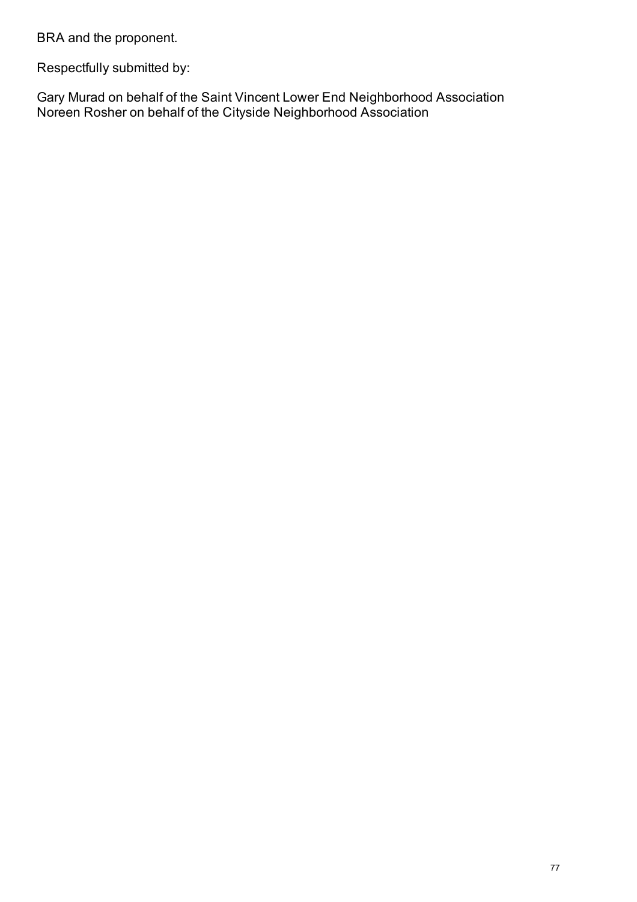BRA and the proponent.

Respectfully submitted by:

Gary Murad on behalf of the Saint Vincent Lower End Neighborhood Association
Noreen Rosher on behalf of the Cityside Neighborhood Association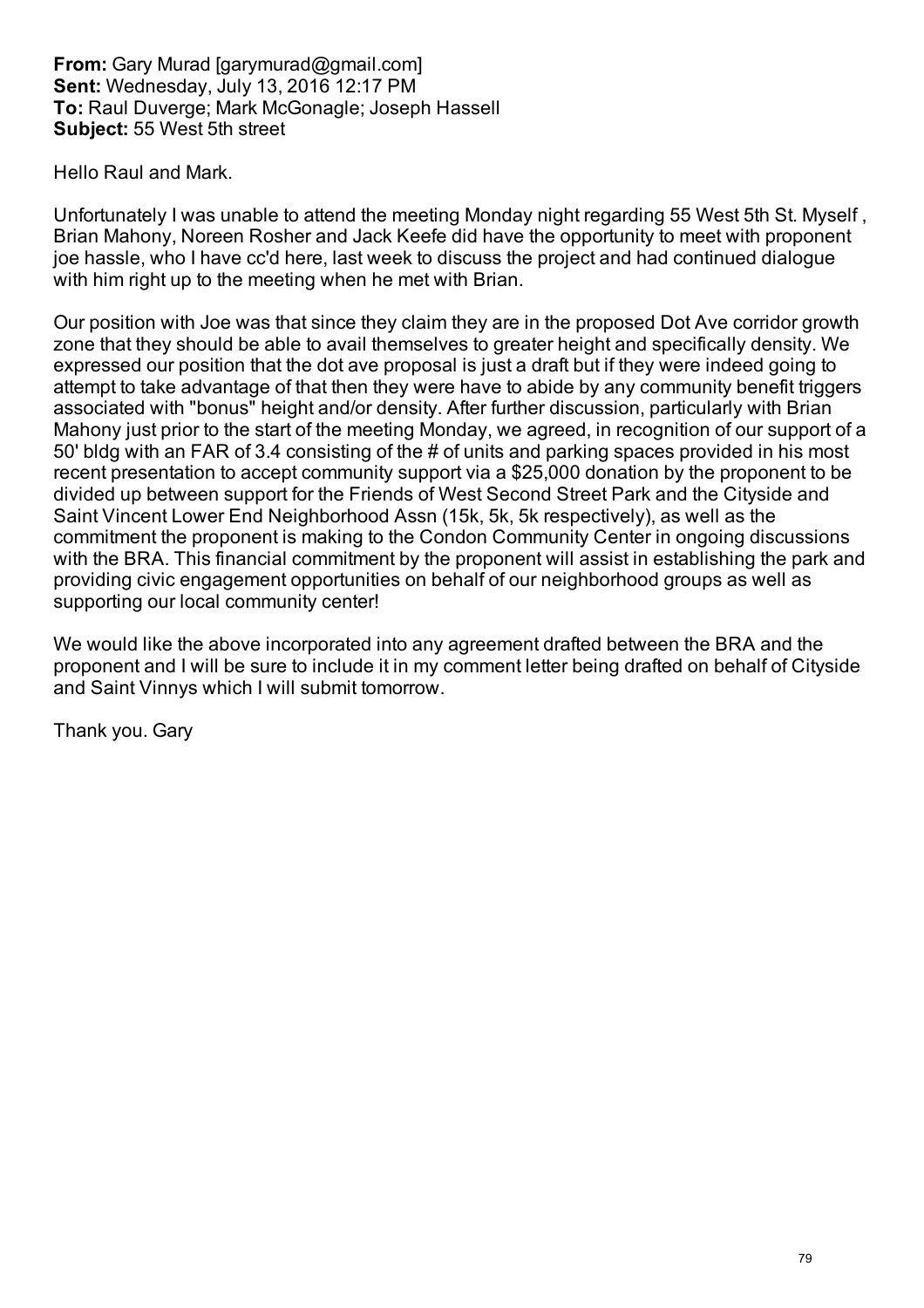**From:** Gary Murad [garymurad@gmail.com]
**Sent:** Wednesday, July 13, 2016 12:17 PM
**To:** Raul Duverge; Mark McGonagle; Joseph Hassell
**Subject:** 55 West 5th street

Hello Raul and Mark.

Unfortunately I was unable to attend the meeting Monday night regarding 55 West 5th St. Myself , Brian Mahony, Noreen Rosher and Jack Keefe did have the opportunity to meet with proponent joe hassle, who I have cc'd here, last week to discuss the project and had continued dialogue with him right up to the meeting when he met with Brian.

Our position with Joe was that since they claim they are in the proposed Dot Ave corridor growth zone that they should be able to avail themselves to greater height and specifically density. We expressed our position that the dot ave proposal is just a draft but if they were indeed going to attempt to take advantage of that then they were have to abide by any community benefit triggers associated with "bonus" height and/or density. After further discussion, particularly with Brian Mahony just prior to the start of the meeting Monday, we agreed, in recognition of our support of a 50' bldg with an FAR of 3.4 consisting of the # of units and parking spaces provided in his most recent presentation to accept community support via a $25,000 donation by the proponent to be divided up between support for the Friends of West Second Street Park and the Cityside and Saint Vincent Lower End Neighborhood Assn (15k, 5k, 5k respectively), as well as the commitment the proponent is making to the Condon Community Center in ongoing discussions with the BRA. This financial commitment by the proponent will assist in establishing the park and providing civic engagement opportunities on behalf of our neighborhood groups as well as supporting our local community center!

We would like the above incorporated into any agreement drafted between the BRA and the proponent and I will be sure to include it in my comment letter being drafted on behalf of Cityside and Saint Vinnys which I will submit tomorrow.

Thank you. Gary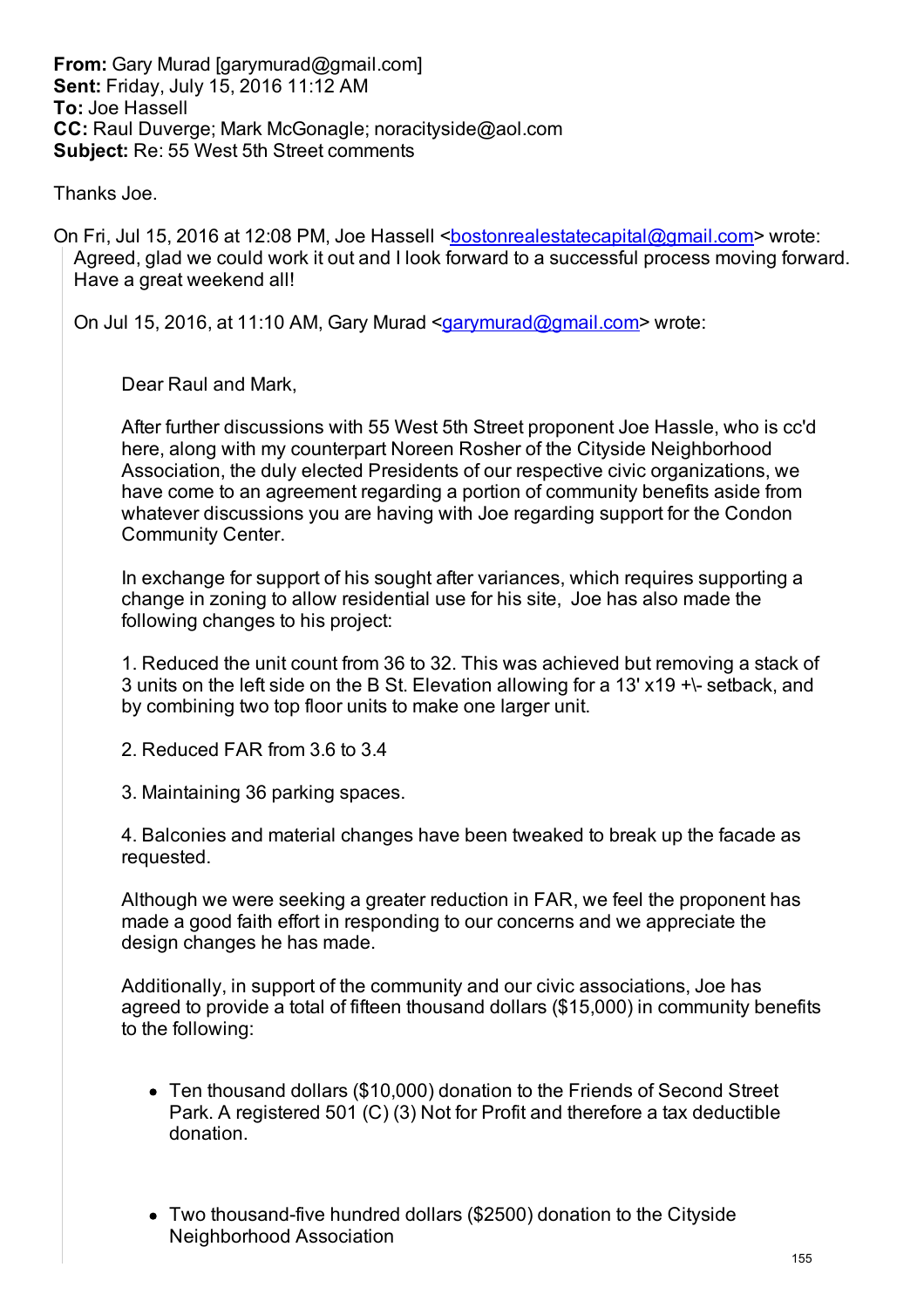**From:** Gary Murad [garymurad@gmail.com]
**Sent:** Friday, July 15, 2016 11:12 AM
**To:** Joe Hassell
**CC:** Raul Duverge; Mark McGonagle; noracityside@aol.com
**Subject:** Re: 55 West 5th Street comments

Thanks Joe.

On Fri, Jul 15, 2016 at 12:08 PM, Joe Hassell <bostonrealestatecapital@gmail.com> wrote:

> Agreed, glad we could work it out and I look forward to a successful process moving forward. Have a great weekend all!
>
> On Jul 15, 2016, at 11:10 AM, Gary Murad <garymurad@gmail.com> wrote:
>
> > Dear Raul and Mark,
> >
> > After further discussions with 55 West 5th Street proponent Joe Hassle, who is cc'd here, along with my counterpart Noreen Rosher of the Cityside Neighborhood Association, the duly elected Presidents of our respective civic organizations, we have come to an agreement regarding a portion of community benefits aside from whatever discussions you are having with Joe regarding support for the Condon Community Center.
> >
> > In exchange for support of his sought after variances, which requires supporting a change in zoning to allow residential use for his site, Joe has also made the following changes to his project:
> >
> > 1. Reduced the unit count from 36 to 32. This was achieved but removing a stack of 3 units on the left side on the B St. Elevation allowing for a 13' x19 +\- setback, and by combining two top floor units to make one larger unit.
> >
> > 2. Reduced FAR from 3.6 to 3.4
> >
> > 3. Maintaining 36 parking spaces.
> >
> > 4. Balconies and material changes have been tweaked to break up the facade as requested.
> >
> > Although we were seeking a greater reduction in FAR, we feel the proponent has made a good faith effort in responding to our concerns and we appreciate the design changes he has made.
> >
> > Additionally, in support of the community and our civic associations, Joe has agreed to provide a total of fifteen thousand dollars ($15,000) in community benefits to the following:
> >
> > - Ten thousand dollars ($10,000) donation to the Friends of Second Street Park. A registered 501 (C) (3) Not for Profit and therefore a tax deductible donation.
> >
> > - Two thousand-five hundred dollars ($2500) donation to the Cityside Neighborhood Association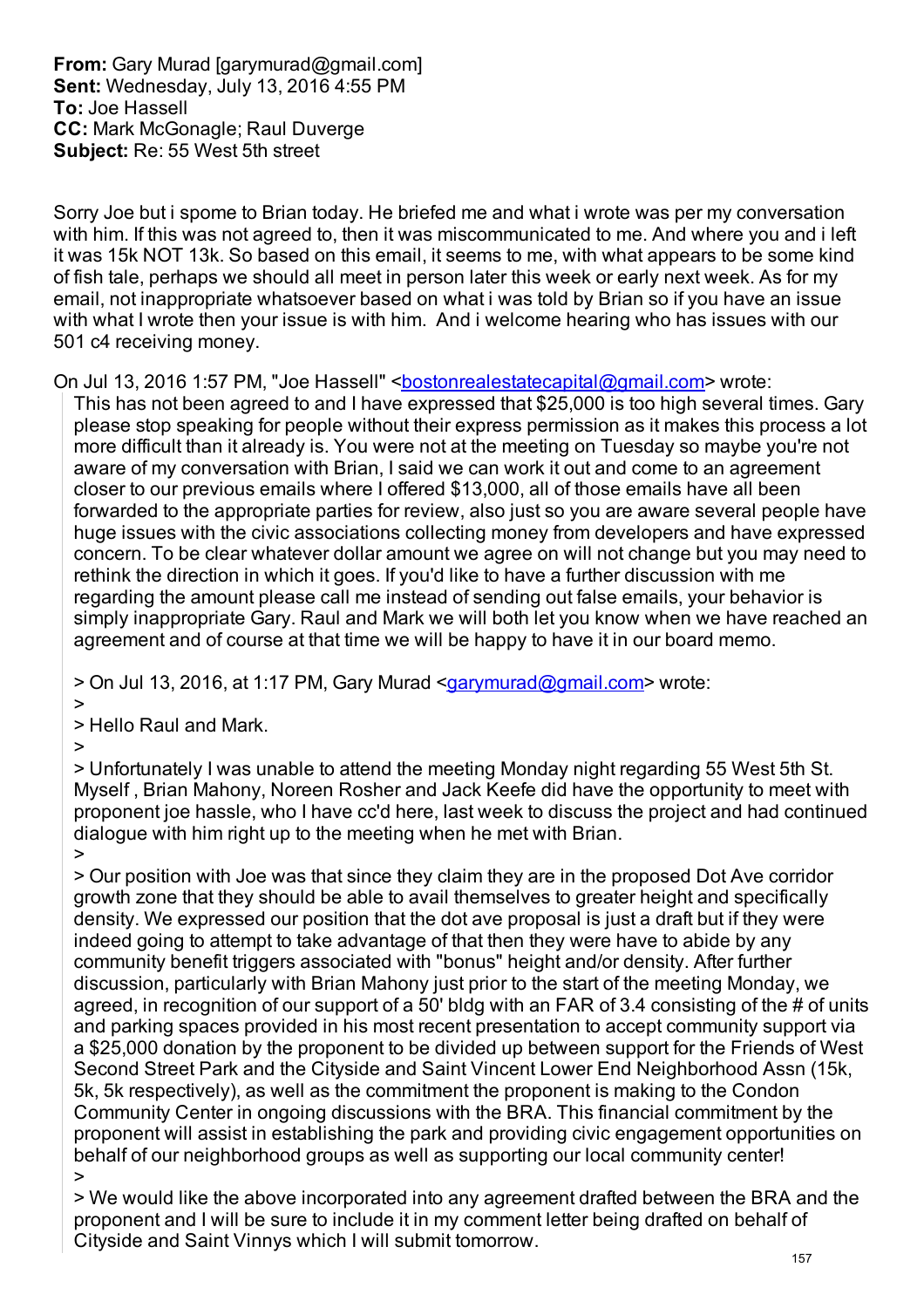**From:** Gary Murad [garymurad@gmail.com]
**Sent:** Wednesday, July 13, 2016 4:55 PM
**To:** Joe Hassell
**CC:** Mark McGonagle; Raul Duverge
**Subject:** Re: 55 West 5th street

Sorry Joe but i spome to Brian today. He briefed me and what i wrote was per my conversation with him. If this was not agreed to, then it was miscommunicated to me. And where you and i left it was 15k NOT 13k. So based on this email, it seems to me, with what appears to be some kind of fish tale, perhaps we should all meet in person later this week or early next week. As for my email, not inappropriate whatsoever based on what i was told by Brian so if you have an issue with what I wrote then your issue is with him. And i welcome hearing who has issues with our 501 c4 receiving money.

On Jul 13, 2016 1:57 PM, "Joe Hassell" <bostonrealestatecapital@gmail.com> wrote:

> This has not been agreed to and I have expressed that $25,000 is too high several times. Gary please stop speaking for people without their express permission as it makes this process a lot more difficult than it already is. You were not at the meeting on Tuesday so maybe you're not aware of my conversation with Brian, I said we can work it out and come to an agreement closer to our previous emails where I offered $13,000, all of those emails have all been forwarded to the appropriate parties for review, also just so you are aware several people have huge issues with the civic associations collecting money from developers and have expressed concern. To be clear whatever dollar amount we agree on will not change but you may need to rethink the direction in which it goes. If you'd like to have a further discussion with me regarding the amount please call me instead of sending out false emails, your behavior is simply inappropriate Gary. Raul and Mark we will both let you know when we have reached an agreement and of course at that time we will be happy to have it in our board memo.
>
> > On Jul 13, 2016, at 1:17 PM, Gary Murad <garymurad@gmail.com> wrote:
> >
> > Hello Raul and Mark.
> >
> > Unfortunately I was unable to attend the meeting Monday night regarding 55 West 5th St. Myself , Brian Mahony, Noreen Rosher and Jack Keefe did have the opportunity to meet with proponent joe hassle, who I have cc'd here, last week to discuss the project and had continued dialogue with him right up to the meeting when he met with Brian.
> >
> > Our position with Joe was that since they claim they are in the proposed Dot Ave corridor growth zone that they should be able to avail themselves to greater height and specifically density. We expressed our position that the dot ave proposal is just a draft but if they were indeed going to attempt to take advantage of that then they were have to abide by any community benefit triggers associated with "bonus" height and/or density. After further discussion, particularly with Brian Mahony just prior to the start of the meeting Monday, we agreed, in recognition of our support of a 50' bldg with an FAR of 3.4 consisting of the # of units and parking spaces provided in his most recent presentation to accept community support via a $25,000 donation by the proponent to be divided up between support for the Friends of West Second Street Park and the Cityside and Saint Vincent Lower End Neighborhood Assn (15k, 5k, 5k respectively), as well as the commitment the proponent is making to the Condon Community Center in ongoing discussions with the BRA. This financial commitment by the proponent will assist in establishing the park and providing civic engagement opportunities on behalf of our neighborhood groups as well as supporting our local community center!
> >
> > We would like the above incorporated into any agreement drafted between the BRA and the proponent and I will be sure to include it in my comment letter being drafted on behalf of Cityside and Saint Vinnys which I will submit tomorrow.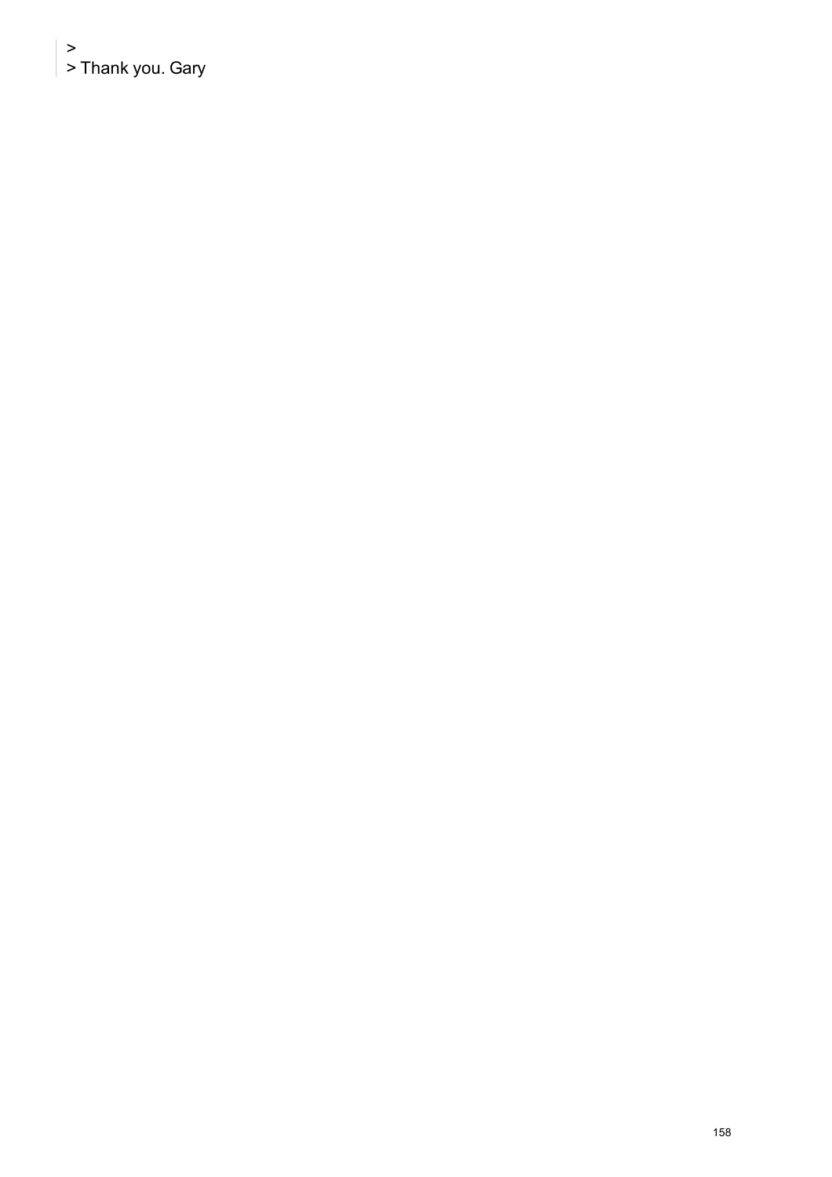>
> Thank you. Gary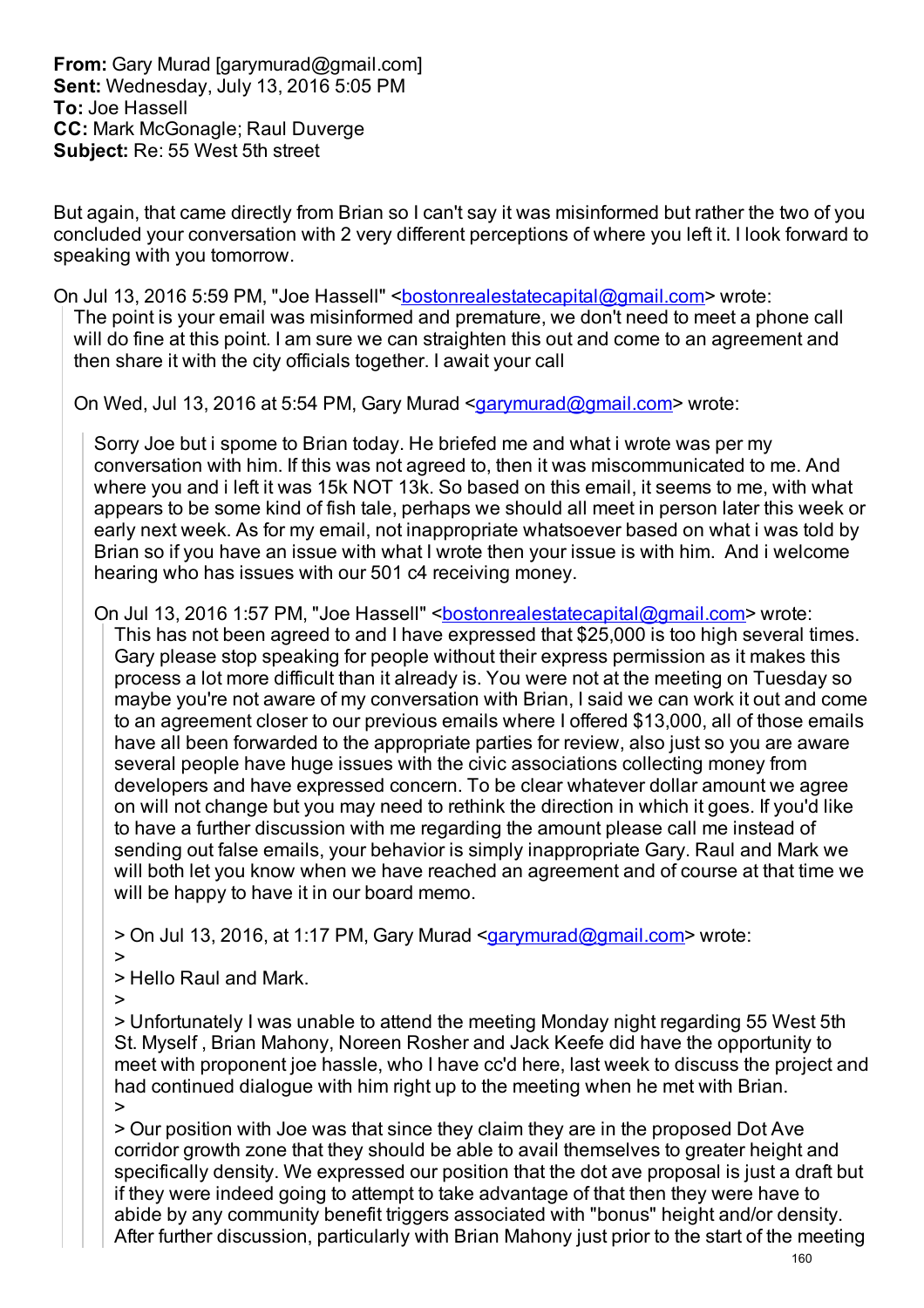**From:** Gary Murad [garymurad@gmail.com]
**Sent:** Wednesday, July 13, 2016 5:05 PM
**To:** Joe Hassell
**CC:** Mark McGonagle; Raul Duverge
**Subject:** Re: 55 West 5th street

But again, that came directly from Brian so I can't say it was misinformed but rather the two of you concluded your conversation with 2 very different perceptions of where you left it. I look forward to speaking with you tomorrow.

On Jul 13, 2016 5:59 PM, "Joe Hassell" <bostonrealestatecapital@gmail.com> wrote:

> The point is your email was misinformed and premature, we don't need to meet a phone call will do fine at this point. I am sure we can straighten this out and come to an agreement and then share it with the city officials together. I await your call
>
> On Wed, Jul 13, 2016 at 5:54 PM, Gary Murad <garymurad@gmail.com> wrote:
>
>> Sorry Joe but i spome to Brian today. He briefed me and what i wrote was per my conversation with him. If this was not agreed to, then it was miscommunicated to me. And where you and i left it was 15k NOT 13k. So based on this email, it seems to me, with what appears to be some kind of fish tale, perhaps we should all meet in person later this week or early next week. As for my email, not inappropriate whatsoever based on what i was told by Brian so if you have an issue with what I wrote then your issue is with him. And i welcome hearing who has issues with our 501 c4 receiving money.
>>
>> On Jul 13, 2016 1:57 PM, "Joe Hassell" <bostonrealestatecapital@gmail.com> wrote:
>>
>>> This has not been agreed to and I have expressed that $25,000 is too high several times. Gary please stop speaking for people without their express permission as it makes this process a lot more difficult than it already is. You were not at the meeting on Tuesday so maybe you're not aware of my conversation with Brian, I said we can work it out and come to an agreement closer to our previous emails where I offered $13,000, all of those emails have all been forwarded to the appropriate parties for review, also just so you are aware several people have huge issues with the civic associations collecting money from developers and have expressed concern. To be clear whatever dollar amount we agree on will not change but you may need to rethink the direction in which it goes. If you'd like to have a further discussion with me regarding the amount please call me instead of sending out false emails, your behavior is simply inappropriate Gary. Raul and Mark we will both let you know when we have reached an agreement and of course at that time we will be happy to have it in our board memo.
>>>
>>> > On Jul 13, 2016, at 1:17 PM, Gary Murad <garymurad@gmail.com> wrote:
>>> >
>>> > Hello Raul and Mark.
>>> >
>>> > Unfortunately I was unable to attend the meeting Monday night regarding 55 West 5th St. Myself , Brian Mahony, Noreen Rosher and Jack Keefe did have the opportunity to meet with proponent joe hassle, who I have cc'd here, last week to discuss the project and had continued dialogue with him right up to the meeting when he met with Brian.
>>> >
>>> > Our position with Joe was that since they claim they are in the proposed Dot Ave corridor growth zone that they should be able to avail themselves to greater height and specifically density. We expressed our position that the dot ave proposal is just a draft but if they were indeed going to attempt to take advantage of that then they were have to abide by any community benefit triggers associated with "bonus" height and/or density. After further discussion, particularly with Brian Mahony just prior to the start of the meeting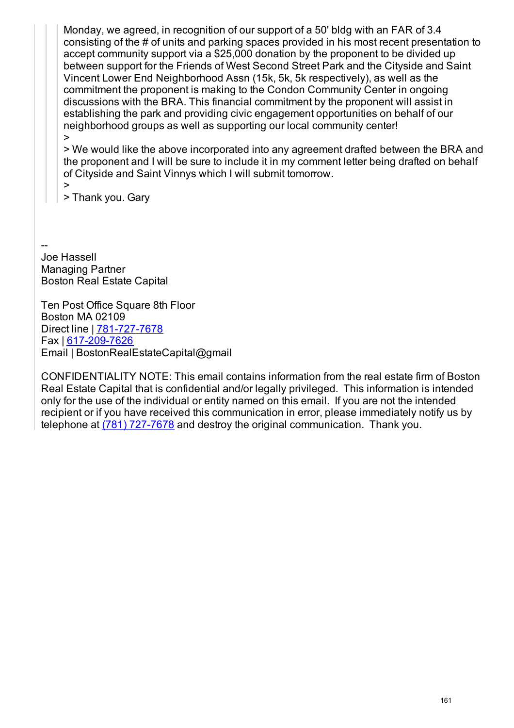> Monday, we agreed, in recognition of our support of a 50' bldg with an FAR of 3.4 consisting of the # of units and parking spaces provided in his most recent presentation to accept community support via a $25,000 donation by the proponent to be divided up between support for the Friends of West Second Street Park and the Cityside and Saint Vincent Lower End Neighborhood Assn (15k, 5k, 5k respectively), as well as the commitment the proponent is making to the Condon Community Center in ongoing discussions with the BRA. This financial commitment by the proponent will assist in establishing the park and providing civic engagement opportunities on behalf of our neighborhood groups as well as supporting our local community center!
> >
> > We would like the above incorporated into any agreement drafted between the BRA and the proponent and I will be sure to include it in my comment letter being drafted on behalf of Cityside and Saint Vinnys which I will submit tomorrow.
> >
> > Thank you. Gary

--
Joe Hassell
Managing Partner
Boston Real Estate Capital

Ten Post Office Square 8th Floor
Boston MA 02109
Direct line | 781-727-7678
Fax | 617-209-7626
Email | BostonRealEstateCapital@gmail

CONFIDENTIALITY NOTE: This email contains information from the real estate firm of Boston Real Estate Capital that is confidential and/or legally privileged. This information is intended only for the use of the individual or entity named on this email. If you are not the intended recipient or if you have received this communication in error, please immediately notify us by telephone at (781) 727-7678 and destroy the original communication. Thank you.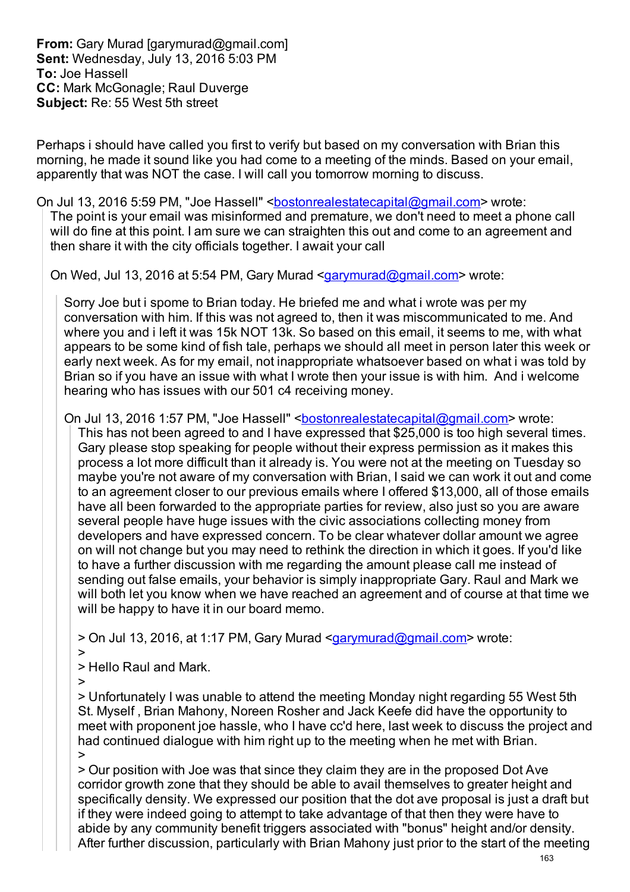**From:** Gary Murad [garymurad@gmail.com]
**Sent:** Wednesday, July 13, 2016 5:03 PM
**To:** Joe Hassell
**CC:** Mark McGonagle; Raul Duverge
**Subject:** Re: 55 West 5th street

Perhaps i should have called you first to verify but based on my conversation with Brian this morning, he made it sound like you had come to a meeting of the minds. Based on your email, apparently that was NOT the case. I will call you tomorrow morning to discuss.

On Jul 13, 2016 5:59 PM, "Joe Hassell" <bostonrealestatecapital@gmail.com> wrote:

> The point is your email was misinformed and premature, we don't need to meet a phone call will do fine at this point. I am sure we can straighten this out and come to an agreement and then share it with the city officials together. I await your call
>
> On Wed, Jul 13, 2016 at 5:54 PM, Gary Murad <garymurad@gmail.com> wrote:
>
> > Sorry Joe but i spome to Brian today. He briefed me and what i wrote was per my conversation with him. If this was not agreed to, then it was miscommunicated to me. And where you and i left it was 15k NOT 13k. So based on this email, it seems to me, with what appears to be some kind of fish tale, perhaps we should all meet in person later this week or early next week. As for my email, not inappropriate whatsoever based on what i was told by Brian so if you have an issue with what I wrote then your issue is with him. And i welcome hearing who has issues with our 501 c4 receiving money.
> >
> > On Jul 13, 2016 1:57 PM, "Joe Hassell" <bostonrealestatecapital@gmail.com> wrote:
> >
> > > This has not been agreed to and I have expressed that $25,000 is too high several times. Gary please stop speaking for people without their express permission as it makes this process a lot more difficult than it already is. You were not at the meeting on Tuesday so maybe you're not aware of my conversation with Brian, I said we can work it out and come to an agreement closer to our previous emails where I offered $13,000, all of those emails have all been forwarded to the appropriate parties for review, also just so you are aware several people have huge issues with the civic associations collecting money from developers and have expressed concern. To be clear whatever dollar amount we agree on will not change but you may need to rethink the direction in which it goes. If you'd like to have a further discussion with me regarding the amount please call me instead of sending out false emails, your behavior is simply inappropriate Gary. Raul and Mark we will both let you know when we have reached an agreement and of course at that time we will be happy to have it in our board memo.
> > >
> > > > On Jul 13, 2016, at 1:17 PM, Gary Murad <garymurad@gmail.com> wrote:
> > > >
> > > > Hello Raul and Mark.
> > > >
> > > > Unfortunately I was unable to attend the meeting Monday night regarding 55 West 5th St. Myself , Brian Mahony, Noreen Rosher and Jack Keefe did have the opportunity to meet with proponent joe hassle, who I have cc'd here, last week to discuss the project and had continued dialogue with him right up to the meeting when he met with Brian.
> > > >
> > > > Our position with Joe was that since they claim they are in the proposed Dot Ave corridor growth zone that they should be able to avail themselves to greater height and specifically density. We expressed our position that the dot ave proposal is just a draft but if they were indeed going to attempt to take advantage of that then they were have to abide by any community benefit triggers associated with "bonus" height and/or density. After further discussion, particularly with Brian Mahony just prior to the start of the meeting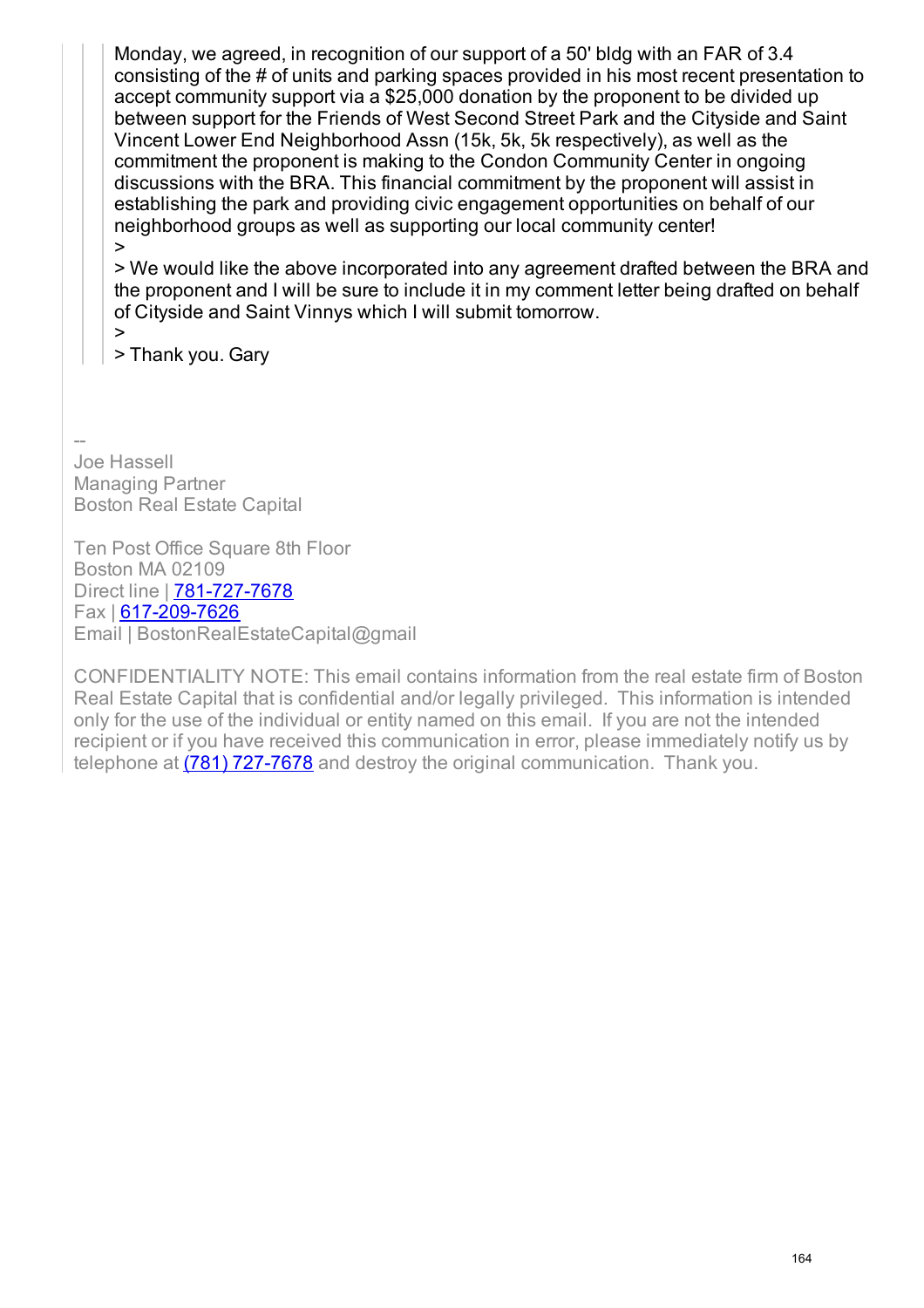> Monday, we agreed, in recognition of our support of a 50' bldg with an FAR of 3.4 consisting of the # of units and parking spaces provided in his most recent presentation to accept community support via a $25,000 donation by the proponent to be divided up between support for the Friends of West Second Street Park and the Cityside and Saint Vincent Lower End Neighborhood Assn (15k, 5k, 5k respectively), as well as the commitment the proponent is making to the Condon Community Center in ongoing discussions with the BRA. This financial commitment by the proponent will assist in establishing the park and providing civic engagement opportunities on behalf of our neighborhood groups as well as supporting our local community center!
>
> \> We would like the above incorporated into any agreement drafted between the BRA and the proponent and I will be sure to include it in my comment letter being drafted on behalf of Cityside and Saint Vinnys which I will submit tomorrow.
>
> \> Thank you. Gary

--
Joe Hassell
Managing Partner
Boston Real Estate Capital

Ten Post Office Square 8th Floor
Boston MA 02109
Direct line | 781-727-7678
Fax | 617-209-7626
Email | BostonRealEstateCapital@gmail

CONFIDENTIALITY NOTE: This email contains information from the real estate firm of Boston Real Estate Capital that is confidential and/or legally privileged. This information is intended only for the use of the individual or entity named on this email. If you are not the intended recipient or if you have received this communication in error, please immediately notify us by telephone at (781) 727-7678 and destroy the original communication. Thank you.